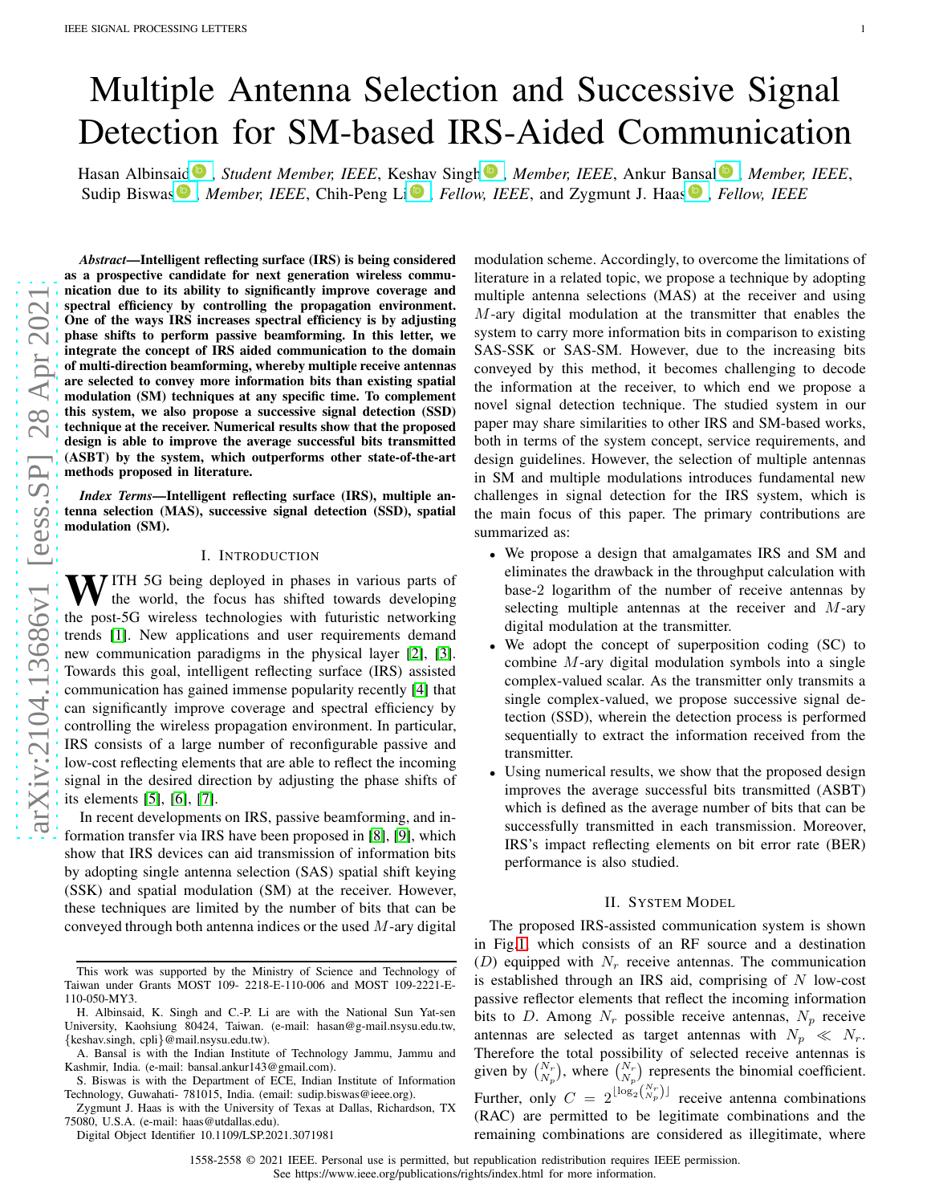# Multiple Antenna Selection and Successive Signal Detection for SM-based IRS-Aided Communication

Hasan Albinsaid, *Student Member, IEEE*, Keshav Singh, *Member, IEEE*, Ankur Bansal, *Member, IEEE*, Sudip Biswas, *Member, IEEE*, Chih-Peng Li, *Fellow, IEEE*, and Zygmunt J. Haas, *Fellow, IEEE*

***Abstract*—Intelligent reflecting surface (IRS) is being considered as a prospective candidate for next generation wireless communication due to its ability to significantly improve coverage and spectral efficiency by controlling the propagation environment. One of the ways IRS increases spectral efficiency is by adjusting phase shifts to perform passive beamforming. In this letter, we integrate the concept of IRS aided communication to the domain of multi-direction beamforming, whereby multiple receive antennas are selected to convey more information bits than existing spatial modulation (SM) techniques at any specific time. To complement this system, we also propose a successive signal detection (SSD) technique at the receiver. Numerical results show that the proposed design is able to improve the average successful bits transmitted (ASBT) by the system, which outperforms other state-of-the-art methods proposed in literature.**

***Index Terms*—Intelligent reflecting surface (IRS), multiple antenna selection (MAS), successive signal detection (SSD), spatial modulation (SM).**

## I. Introduction

With 5G being deployed in phases in various parts of the world, the focus has shifted towards developing the post-5G wireless technologies with futuristic networking trends [1]. New applications and user requirements demand new communication paradigms in the physical layer [2], [3]. Towards this goal, intelligent reflecting surface (IRS) assisted communication has gained immense popularity recently [4] that can significantly improve coverage and spectral efficiency by controlling the wireless propagation environment. In particular, IRS consists of a large number of reconfigurable passive and low-cost reflecting elements that are able to reflect the incoming signal in the desired direction by adjusting the phase shifts of its elements [5], [6], [7].

In recent developments on IRS, passive beamforming, and information transfer via IRS have been proposed in [8], [9], which show that IRS devices can aid transmission of information bits by adopting single antenna selection (SAS) spatial shift keying (SSK) and spatial modulation (SM) at the receiver. However, these techniques are limited by the number of bits that can be conveyed through both antenna indices or the used $M$-ary digital modulation scheme. Accordingly, to overcome the limitations of literature in a related topic, we propose a technique by adopting multiple antenna selections (MAS) at the receiver and using $M$-ary digital modulation at the transmitter that enables the system to carry more information bits in comparison to existing SAS-SSK or SAS-SM. However, due to the increasing bits conveyed by this method, it becomes challenging to decode the information at the receiver, to which end we propose a novel signal detection technique. The studied system in our paper may share similarities to other IRS and SM-based works, both in terms of the system concept, service requirements, and design guidelines. However, the selection of multiple antennas in SM and multiple modulations introduces fundamental new challenges in signal detection for the IRS system, which is the main focus of this paper. The primary contributions are summarized as:

- We propose a design that amalgamates IRS and SM and eliminates the drawback in the throughput calculation with base-2 logarithm of the number of receive antennas by selecting multiple antennas at the receiver and $M$-ary digital modulation at the transmitter.
- We adopt the concept of superposition coding (SC) to combine $M$-ary digital modulation symbols into a single complex-valued scalar. As the transmitter only transmits a single complex-valued, we propose successive signal detection (SSD), wherein the detection process is performed sequentially to extract the information received from the transmitter.
- Using numerical results, we show that the proposed design improves the average successful bits transmitted (ASBT) which is defined as the average number of bits that can be successfully transmitted in each transmission. Moreover, IRS's impact reflecting elements on bit error rate (BER) performance is also studied.

## II. System Model

The proposed IRS-assisted communication system is shown in Fig.1 which consists of an RF source and a destination ($D$) equipped with $N_r$ receive antennas. The communication is established through an IRS aid, comprising of $N$ low-cost passive reflector elements that reflect the incoming information bits to $D$. Among $N_r$ possible receive antennas, $N_p$ receive antennas are selected as target antennas with $N_p \ll N_r$. Therefore the total possibility of selected receive antennas is given by $\binom{N_r}{N_p}$, where $\binom{N_r}{N_p}$ represents the binomial coefficient. Further, only $C = 2^{\lfloor \log_2 \binom{N_r}{N_p} \rfloor}$ receive antenna combinations (RAC) are permitted to be legitimate combinations and the remaining combinations are considered as illegitimate, where

---

This work was supported by the Ministry of Science and Technology of Taiwan under Grants MOST 109- 2218-E-110-006 and MOST 109-2221-E-110-050-MY3.

H. Albinsaid, K. Singh and C.-P. Li are with the National Sun Yat-sen University, Kaohsiung 80424, Taiwan. (e-mail: hasan@g-mail.nsysu.edu.tw, {keshav.singh, cpli}@mail.nsysu.edu.tw).

A. Bansal is with the Indian Institute of Technology Jammu, Jammu and Kashmir, India. (e-mail: bansal.ankur143@gmail.com).

S. Biswas is with the Department of ECE, Indian Institute of Information Technology, Guwahati- 781015, India. (email: sudip.biswas@ieee.org).

Zygmunt J. Haas is with the University of Texas at Dallas, Richardson, TX 75080, U.S.A. (e-mail: haas@utdallas.edu).

Digital Object Identifier 10.1109/LSP.2021.3071981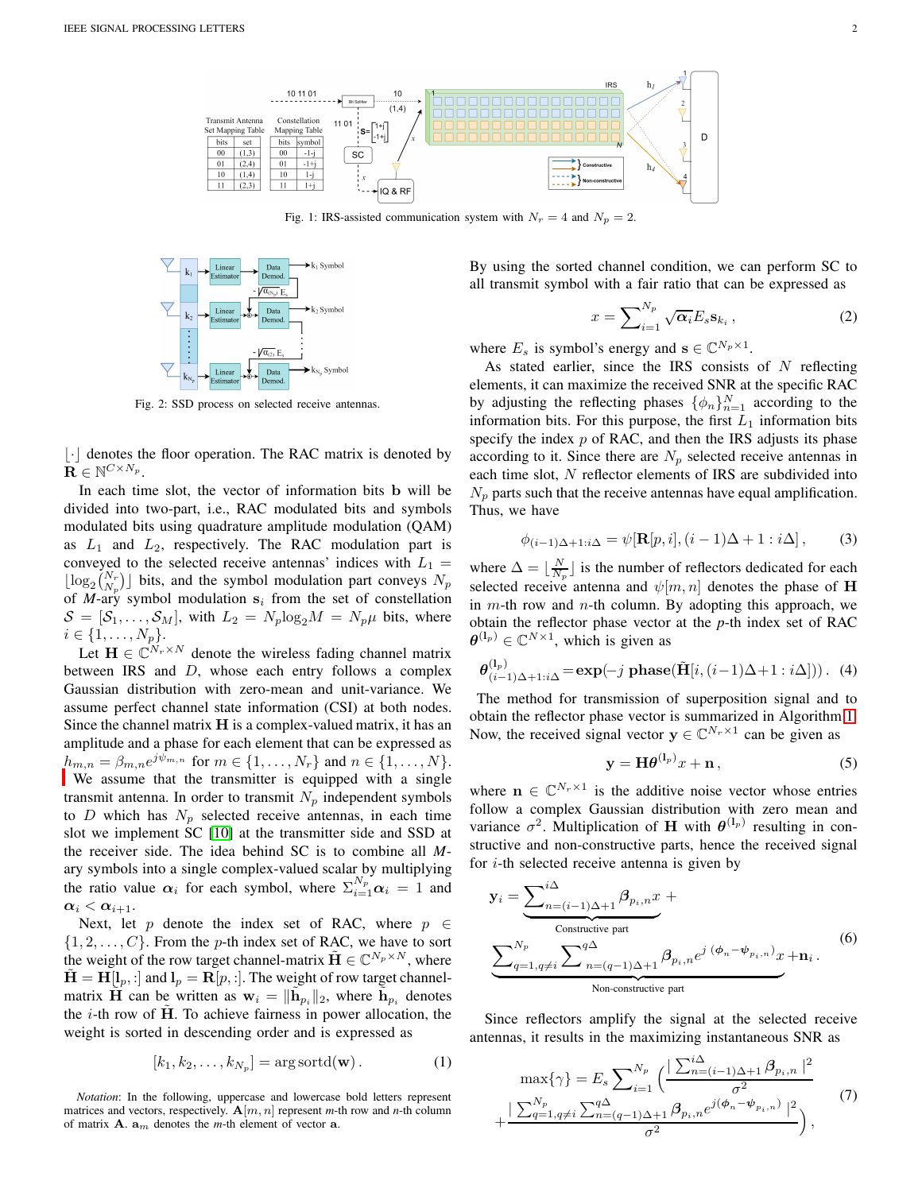Fig. 1: IRS-assisted communication system with $N_r = 4$ and $N_p = 2$.

Fig. 2: SSD process on selected receive antennas.

$\lfloor\cdot\rfloor$ denotes the floor operation. The RAC matrix is denoted by $\mathbf{R} \in \mathbb{N}^{C\times N_p}$.

In each time slot, the vector of information bits $\mathbf{b}$ will be divided into two-part, i.e., RAC modulated bits and symbols modulated bits using quadrature amplitude modulation (QAM) as $L_1$ and $L_2$, respectively. The RAC modulation part is conveyed to the selected receive antennas' indices with $L_1 = \lfloor \log_2 \binom{N_r}{N_p} \rfloor$ bits, and the symbol modulation part conveys $N_p$ of $M$-ary symbol modulation $\mathbf{s}_i$ from the set of constellation $\mathcal{S} = [\mathcal{S}_1, \ldots, \mathcal{S}_M]$, with $L_2 = N_p \log_2 M = N_p \mu$ bits, where $i \in \{1, \ldots, N_p\}$.

Let $\mathbf{H} \in \mathbb{C}^{N_r\times N}$ denote the wireless fading channel matrix between IRS and $D$, whose each entry follows a complex Gaussian distribution with zero-mean and unit-variance. We assume perfect channel state information (CSI) at both nodes. Since the channel matrix $\mathbf{H}$ is a complex-valued matrix, it has an amplitude and a phase for each element that can be expressed as $h_{m,n} = \beta_{m,n} e^{j\psi_{m,n}}$ for $m \in \{1, \ldots, N_r\}$ and $n \in \{1, \ldots, N\}$. We assume that the transmitter is equipped with a single transmit antenna. In order to transmit $N_p$ independent symbols to $D$ which has $N_p$ selected receive antennas, in each time slot we implement SC [10] at the transmitter side and SSD at the receiver side. The idea behind SC is to combine all $M$-ary symbols into a single complex-valued scalar by multiplying the ratio value $\boldsymbol{\alpha}_i$ for each symbol, where $\Sigma_{i=1}^{N_p} \boldsymbol{\alpha}_i = 1$ and $\boldsymbol{\alpha}_i < \boldsymbol{\alpha}_{i+1}$.

Next, let $p$ denote the index set of RAC, where $p \in \{1, 2, \ldots, C\}$. From the $p$-th index set of RAC, we have to sort the weight of the row target channel-matrix $\tilde{\mathbf{H}} \in \mathbb{C}^{N_p\times N}$, where $\tilde{\mathbf{H}} = \mathbf{H}[\mathbf{l}_p, :]$ and $\mathbf{l}_p = \mathbf{R}[p, :]$. The weight of row target channel-matrix $\tilde{\mathbf{H}}$ can be written as $\mathbf{w}_i = \|\tilde{\mathbf{h}}_{p_i}\|_2$, where $\tilde{\mathbf{h}}_{p_i}$ denotes the $i$-th row of $\tilde{\mathbf{H}}$. To achieve fairness in power allocation, the weight is sorted in descending order and is expressed as

$$[k_1, k_2, \ldots, k_{N_p}] = \arg\mathrm{sortd}(\mathbf{w})\,. \tag{1}$$

*Notation*: In the following, uppercase and lowercase bold letters represent matrices and vectors, respectively. $\mathbf{A}[m, n]$ represent $m$-th row and $n$-th column of matrix $\mathbf{A}$. $\mathbf{a}_m$ denotes the $m$-th element of vector $\mathbf{a}$.

By using the sorted channel condition, we can perform SC to all transmit symbol with a fair ratio that can be expressed as

$$x = \sum_{i=1}^{N_p} \sqrt{\boldsymbol{\alpha}_i} E_s \mathbf{s}_{k_i}\,, \tag{2}$$

where $E_s$ is symbol's energy and $\mathbf{s} \in \mathbb{C}^{N_p\times 1}$.

As stated earlier, since the IRS consists of $N$ reflecting elements, it can maximize the received SNR at the specific RAC by adjusting the reflecting phases $\{\phi_n\}_{n=1}^{N}$ according to the information bits. For this purpose, the first $L_1$ information bits specify the index $p$ of RAC, and then the IRS adjusts its phase according to it. Since there are $N_p$ selected receive antennas in each time slot, $N$ reflector elements of IRS are subdivided into $N_p$ parts such that the receive antennas have equal amplification. Thus, we have

$$\phi_{(i-1)\Delta+1:i\Delta} = \psi[\mathbf{R}[p, i], (i-1)\Delta + 1 : i\Delta]\,, \tag{3}$$

where $\Delta = \lfloor \frac{N}{N_p} \rfloor$ is the number of reflectors dedicated for each selected receive antenna and $\psi[m, n]$ denotes the phase of $\mathbf{H}$ in $m$-th row and $n$-th column. By adopting this approach, we obtain the reflector phase vector at the $p$-th index set of RAC $\boldsymbol{\theta}^{(\mathbf{l}_p)} \in \mathbb{C}^{N\times 1}$, which is given as

$$\boldsymbol{\theta}^{(\mathbf{l}_p)}_{(i-1)\Delta+1:i\Delta} = \mathbf{exp}(-j\ \mathbf{phase}(\tilde{\mathbf{H}}[i, (i-1)\Delta+1 : i\Delta]))\,. \tag{4}$$

The method for transmission of superposition signal and to obtain the reflector phase vector is summarized in Algorithm 1. Now, the received signal vector $\mathbf{y} \in \mathbb{C}^{N_r\times 1}$ can be given as

$$\mathbf{y} = \mathbf{H}\boldsymbol{\theta}^{(\mathbf{l}_p)} x + \mathbf{n}\,, \tag{5}$$

where $\mathbf{n} \in \mathbb{C}^{N_r\times 1}$ is the additive noise vector whose entries follow a complex Gaussian distribution with zero mean and variance $\sigma^2$. Multiplication of $\mathbf{H}$ with $\boldsymbol{\theta}^{(\mathbf{l}_p)}$ resulting in constructive and non-constructive parts, hence the received signal for $i$-th selected receive antenna is given by

$$\mathbf{y}_i = \underbrace{\sum_{n=(i-1)\Delta+1}^{i\Delta} \boldsymbol{\beta}_{p_i,n} x}_{\text{Constructive part}} + \underbrace{\sum_{q=1, q\neq i}^{N_p} \sum_{n=(q-1)\Delta+1}^{q\Delta} \boldsymbol{\beta}_{p_i,n} e^{j\,(\boldsymbol{\phi}_n - \boldsymbol{\psi}_{p_i,n})} x}_{\text{Non-constructive part}} + \mathbf{n}_i\,. \tag{6}$$

Since reflectors amplify the signal at the selected receive antennas, it results in the maximizing instantaneous SNR as

$$\max\{\gamma\} = E_s \sum_{i=1}^{N_p} \Bigg( \frac{|\sum_{n=(i-1)\Delta+1}^{i\Delta} \boldsymbol{\beta}_{p_i,n}|^2}{\sigma^2} + \frac{|\sum_{q=1,q\neq i}^{N_p} \sum_{n=(q-1)\Delta+1}^{q\Delta} \boldsymbol{\beta}_{p_i,n} e^{j(\boldsymbol{\phi}_n - \boldsymbol{\psi}_{p_i,n})}|^2}{\sigma^2} \Bigg)\,, \tag{7}$$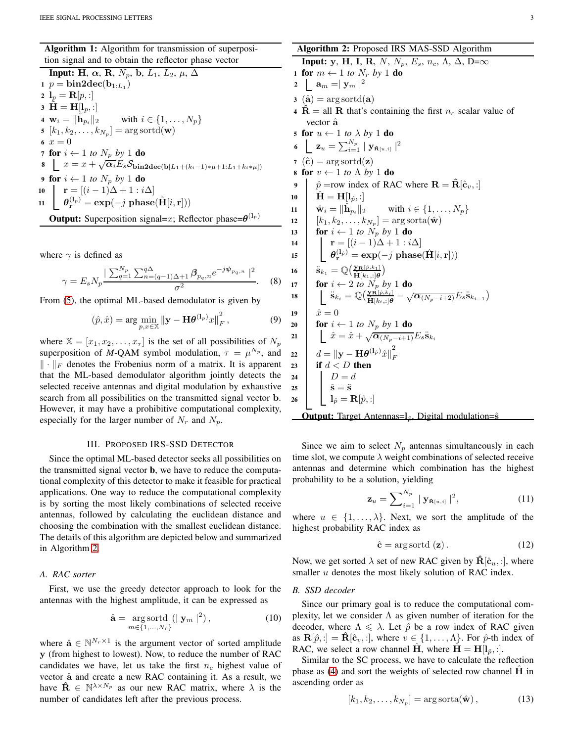**Algorithm 1:** Algorithm for transmission of superposition signal and to obtain the reflector phase vector

```
Input: H, α, R, N_p, b, L_1, L_2, μ, Δ
1  p = bin2dec(b_{1:L_1})
2  l_p = R[p,:]
3  H̃ = H[l_p,:]
4  w_i = ||h̃_{p_i}||_2      with i ∈ {1,...,N_p}
5  [k_1, k_2, ..., k_{N_p}] = arg sortd(w)
6  x = 0
7  for i ← 1 to N_p by 1 do
8      x = x + sqrt(α_i) E_s S_{bin2dec(b[L_1+(k_i−1)*μ+1 : L_1+k_i*μ])}
9  for i ← 1 to N_p by 1 do
10     r = [(i−1)Δ+1 : iΔ]
11     θ_r^{(l_p)} = exp(−j phase(H̃[i, r]))
Output: Superposition signal=x; Reflector phase=θ^{(l_p)}
```

where $\gamma$ is defined as

$$\gamma = E_s N_p \frac{|\sum_{q=1}^{N_p}\sum_{n=(q-1)\Delta+1}^{q\Delta} \boldsymbol{\beta}_{p_q,n} e^{-j\psi_{p_q,n}}|^2}{\sigma^2}. \tag{8}$$

From (5), the optimal ML-based demodulator is given by

$$(\hat{p}, \hat{x}) = \arg\min_{p, x \in \mathbb{X}} \|\mathbf{y} - \mathbf{H}\boldsymbol{\theta}^{(\mathbf{l}_p)} x\|_F^2, \tag{9}$$

where $\mathbb{X} = [x_1, x_2, \ldots, x_\tau]$ is the set of all possibilities of $N_p$ superposition of *M*-QAM symbol modulation, $\tau = \mu^{N_p}$, and $\|\cdot\|_F$ denotes the Frobenius norm of a matrix. It is apparent that the ML-based demodulator algorithm jointly detects the selected receive antennas and digital modulation by exhaustive search from all possibilities on the transmitted signal vector $\mathbf{b}$. However, it may have a prohibitive computational complexity, especially for the larger number of $N_r$ and $N_p$.

## III. Proposed IRS-SSD Detector

Since the optimal ML-based detector seeks all possibilities on the transmitted signal vector $\mathbf{b}$, we have to reduce the computational complexity of this detector to make it feasible for practical applications. One way to reduce the computational complexity is by sorting the most likely combinations of selected receive antennas, followed by calculating the euclidean distance and choosing the combination with the smallest euclidean distance. The details of this algorithm are depicted below and summarized in Algorithm 2.

### A. RAC sorter

First, we use the greedy detector approach to look for the antennas with the highest amplitude, it can be expressed as

$$\hat{\mathbf{a}} = \underset{m \in \{1,\ldots,N_r\}}{\arg\mathrm{sortd}} \left(|\mathbf{y}_m|^2\right), \tag{10}$$

where $\hat{\mathbf{a}} \in \mathbb{N}^{N_r \times 1}$ is the argument vector of sorted amplitude $\mathbf{y}$ (from highest to lowest). Now, to reduce the number of RAC candidates we have, let us take the first $n_c$ highest value of vector $\hat{\mathbf{a}}$ and create a new RAC containing it. As a result, we have $\hat{\mathbf{R}} \in \mathbb{N}^{\lambda \times N_p}$ as our new RAC matrix, where $\lambda$ is the number of candidates left after the previous process.

**Algorithm 2:** Proposed IRS MAS-SSD Algorithm

```
Input: y, H, I, R, N, N_p, E_s, n_c, Λ, Δ, D=∞
1  for m ← 1 to N_r by 1 do
2      a_m = |y_m|^2
3  (â) = arg sortd(a)
4  R̂ = all R that's containing the first n_c scalar value of vector â
5  for u ← 1 to λ by 1 do
6      z_u = Σ_{i=1}^{N_p} |y_{R̂[u,i]}|^2
7  (ĉ) = arg sortd(z)
8  for v ← 1 to Λ by 1 do
9      p̂ = row index of RAC where R = R̂[ĉ_v,:]
10     Ĥ = H[l_p̂,:]
11     ŵ_i = ||ĥ_{p_i}||_2      with i ∈ {1,...,N_p}
12     [k_1, k_2, ..., k_{N_p}] = arg sorta(ŵ)
13     for i ← 1 to N_p by 1 do
14         r = [(i−1)Δ+1 : iΔ]
15         θ_r^{(l_p̂)} = exp(−j phase(Ĥ[i, r]))
16     s̈_{k_1} = Q( y_{R[p̂,k_1]} / (Ĥ[k_1,:]θ) )
17     for i ← 2 to N_p by 1 do
18         s̈_{k_i} = Q( y_{R[p̂,k_i]} / (Ĥ[k_i,:]θ) − sqrt(α_{(N_p−i+2)}) E_s s̈_{k_{i−1}} )
19     x̂ = 0
20     for i ← 1 to N_p by 1 do
21         x̂ = x̂ + sqrt(α_{(N_p−i+1)}) E_s s̈_{k_i}
22     d = ||y − Hθ^{(l_p̂)} x̂||_F^2
23     if d < D then
24         D = d
25         ŝ = s̈
26         l_p̂ = R[p̂,:]
Output: Target Antennas=l_p̂, Digital modulation=ŝ
```

Since we aim to select $N_p$ antennas simultaneously in each time slot, we compute $\lambda$ weight combinations of selected receive antennas and determine which combination has the highest probability to be a solution, yielding

$$\mathbf{z}_u = \sum_{i=1}^{N_p} |\mathbf{y}_{\hat{\mathbf{R}}[u,i]}|^2, \tag{11}$$

where $u \in \{1, \ldots, \lambda\}$. Next, we sort the amplitude of the highest probability RAC index as

$$\hat{\mathbf{c}} = \arg\mathrm{sortd}\left(\mathbf{z}\right). \tag{12}$$

Now, we get sorted $\lambda$ set of new RAC given by $\hat{\mathbf{R}}[\hat{\mathbf{c}}_u, :]$, where smaller $u$ denotes the most likely solution of RAC index.

### B. SSD decoder

Since our primary goal is to reduce the computational complexity, let we consider $\Lambda$ as given number of iteration for the decoder, where $\Lambda \leqslant \lambda$. Let $\hat{p}$ be a row index of RAC given as $\mathbf{R}[\hat{p}, :] = \hat{\mathbf{R}}[\hat{\mathbf{c}}_v, :]$, where $v \in \{1, \ldots, \Lambda\}$. For $\hat{p}$-th index of RAC, we select a row channel $\hat{\mathbf{H}}$, where $\hat{\mathbf{H}} = \mathbf{H}[\mathbf{l}_{\hat{p}}, :]$.

Similar to the SC process, we have to calculate the reflection phase as (4) and sort the weights of selected row channel $\hat{\mathbf{H}}$ in ascending order as

$$[k_1, k_2, \ldots, k_{N_p}] = \arg\mathrm{sorta}(\hat{\mathbf{w}}), \tag{13}$$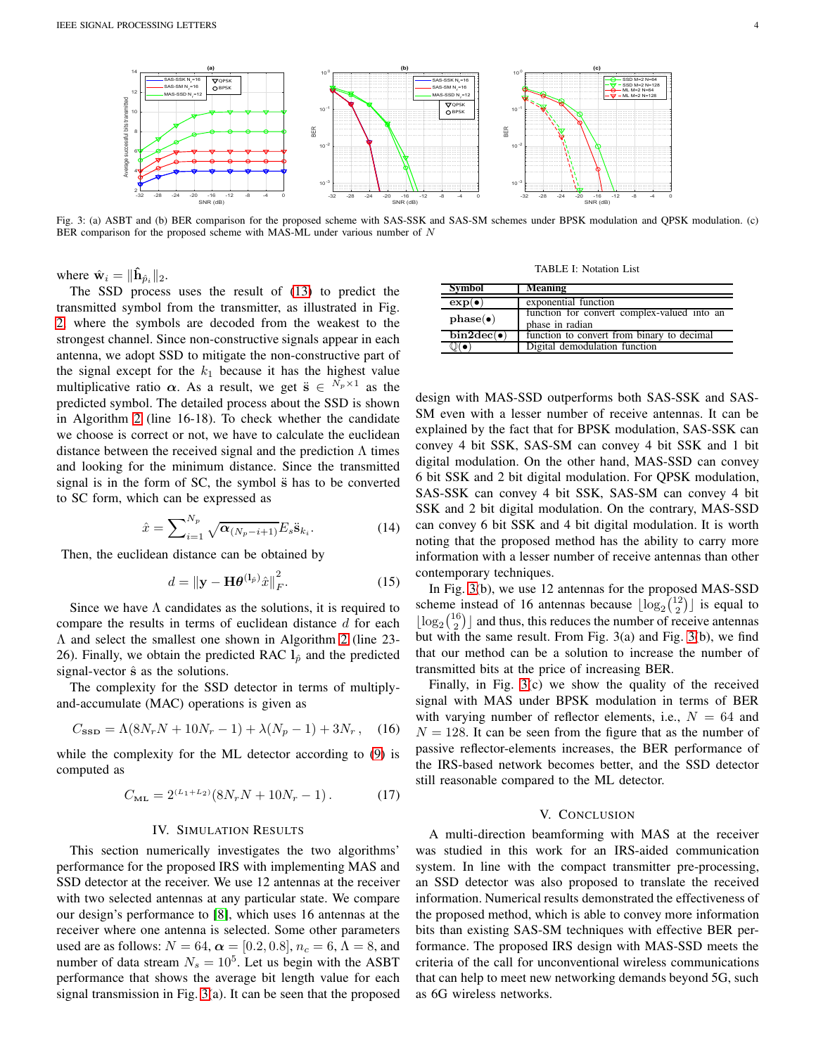Fig. 3: (a) ASBT and (b) BER comparison for the proposed scheme with SAS-SSK and SAS-SM schemes under BPSK modulation and QPSK modulation. (c) BER comparison for the proposed scheme with MAS-ML under various number of $N$

where $\hat{\mathbf{w}}_i = \|\hat{\mathbf{h}}_{\hat{p}_i}\|_2$.

The SSD process uses the result of (13) to predict the transmitted symbol from the transmitter, as illustrated in Fig. 2, where the symbols are decoded from the weakest to the strongest channel. Since non-constructive signals appear in each antenna, we adopt SSD to mitigate the non-constructive part of the signal except for the $k_1$ because it has the highest value multiplicative ratio $\boldsymbol{\alpha}$. As a result, we get $\ddot{\mathbf{s}} \in {}^{N_p \times 1}$ as the predicted symbol. The detailed process about the SSD is shown in Algorithm 2 (line 16-18). To check whether the candidate we choose is correct or not, we have to calculate the euclidean distance between the received signal and the prediction $\Lambda$ times and looking for the minimum distance. Since the transmitted signal is in the form of SC, the symbol $\ddot{s}$ has to be converted to SC form, which can be expressed as

$$\hat{x} = \sum_{i=1}^{N_p} \sqrt{\boldsymbol{\alpha}_{(N_p - i + 1)}} E_s \ddot{\mathbf{s}}_{k_i}. \tag{14}$$

Then, the euclidean distance can be obtained by

$$d = \|\mathbf{y} - \mathbf{H}\boldsymbol{\theta}^{(\mathbf{l}_{\hat{p}})} \hat{x}\|_F^2. \tag{15}$$

Since we have $\Lambda$ candidates as the solutions, it is required to compare the results in terms of euclidean distance $d$ for each $\Lambda$ and select the smallest one shown in Algorithm 2 (line 23-26). Finally, we obtain the predicted RAC $\mathbf{l}_{\hat{p}}$ and the predicted signal-vector $\hat{\mathbf{s}}$ as the solutions.

The complexity for the SSD detector in terms of multiply-and-accumulate (MAC) operations is given as

$$C_{\text{SSD}} = \Lambda(8N_r N + 10N_r - 1) + \lambda(N_p - 1) + 3N_r, \tag{16}$$

while the complexity for the ML detector according to (9) is computed as

$$C_{\text{ML}} = 2^{(L_1 + L_2)}(8N_r N + 10N_r - 1). \tag{17}$$

## IV. Simulation Results

This section numerically investigates the two algorithms' performance for the proposed IRS with implementing MAS and SSD detector at the receiver. We use 12 antennas at the receiver with two selected antennas at any particular state. We compare our design's performance to [8], which uses 16 antennas at the receiver where one antenna is selected. Some other parameters used are as follows: $N = 64$, $\boldsymbol{\alpha} = [0.2, 0.8]$, $n_c = 6$, $\Lambda = 8$, and number of data stream $N_s = 10^5$. Let us begin with the ASBT performance that shows the average bit length value for each signal transmission in Fig. 3(a). It can be seen that the proposed design with MAS-SSD outperforms both SAS-SSK and SAS-SM even with a lesser number of receive antennas. It can be explained by the fact that for BPSK modulation, SAS-SSK can convey 4 bit SSK, SAS-SM can convey 4 bit SSK and 1 bit digital modulation. On the other hand, MAS-SSD can convey 6 bit SSK and 2 bit digital modulation. For QPSK modulation, SAS-SSK can convey 4 bit SSK, SAS-SM can convey 4 bit SSK and 2 bit digital modulation. On the contrary, MAS-SSD can convey 6 bit SSK and 4 bit digital modulation. It is worth noting that the proposed method has the ability to carry more information with a lesser number of receive antennas than other contemporary techniques.

TABLE I: Notation List

| Symbol | Meaning |
|---|---|
| $\mathbf{exp}(\bullet)$ | exponential function |
| $\mathbf{phase}(\bullet)$ | function for convert complex-valued into an phase in radian |
| $\mathbf{bin2dec}(\bullet)$ | function to convert from binary to decimal |
| $\mathbb{Q}(\bullet)$ | Digital demodulation function |

In Fig. 3(b), we use 12 antennas for the proposed MAS-SSD scheme instead of 16 antennas because $\lfloor \log_2 \binom{12}{2} \rfloor$ is equal to $\lfloor \log_2 \binom{16}{2} \rfloor$ and thus, this reduces the number of receive antennas but with the same result. From Fig. 3(a) and Fig. 3(b), we find that our method can be a solution to increase the number of transmitted bits at the price of increasing BER.

Finally, in Fig. 3(c) we show the quality of the received signal with MAS under BPSK modulation in terms of BER with varying number of reflector elements, i.e., $N = 64$ and $N = 128$. It can be seen from the figure that as the number of passive reflector-elements increases, the BER performance of the IRS-based network becomes better, and the SSD detector still reasonable compared to the ML detector.

## V. Conclusion

A multi-direction beamforming with MAS at the receiver was studied in this work for an IRS-aided communication system. In line with the compact transmitter pre-processing, an SSD detector was also proposed to translate the received information. Numerical results demonstrated the effectiveness of the proposed method, which is able to convey more information bits than existing SAS-SSK techniques with effective BER performance. The proposed IRS design with MAS-SSD meets the criteria of the call for unconventional wireless communications that can help to meet new networking demands beyond 5G, such as 6G wireless networks.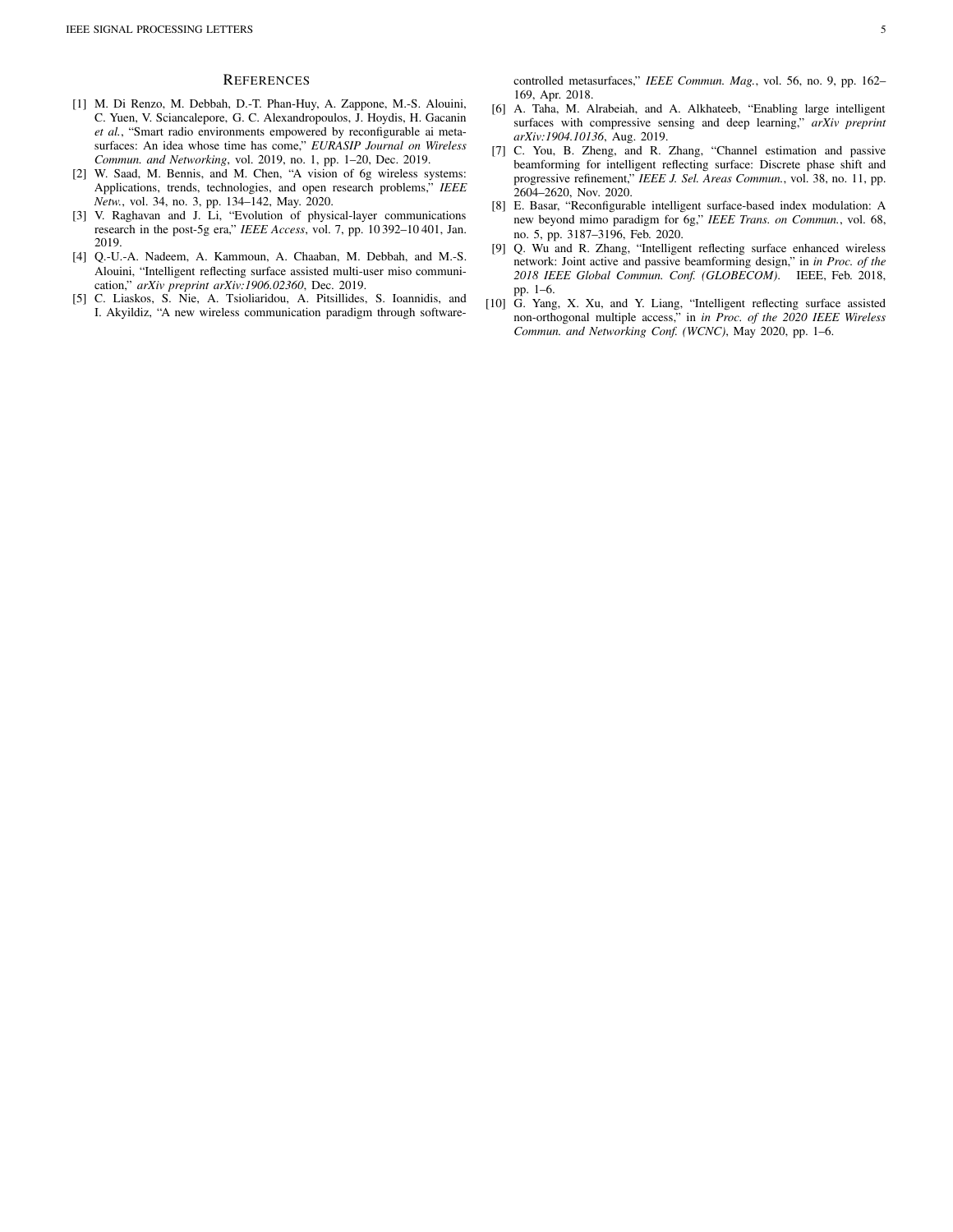## References

[1] M. Di Renzo, M. Debbah, D.-T. Phan-Huy, A. Zappone, M.-S. Alouini, C. Yuen, V. Sciancalepore, G. C. Alexandropoulos, J. Hoydis, H. Gacanin *et al.*, "Smart radio environments empowered by reconfigurable ai meta-surfaces: An idea whose time has come," *EURASIP Journal on Wireless Commun. and Networking*, vol. 2019, no. 1, pp. 1–20, Dec. 2019.

[2] W. Saad, M. Bennis, and M. Chen, "A vision of 6g wireless systems: Applications, trends, technologies, and open research problems," *IEEE Netw.*, vol. 34, no. 3, pp. 134–142, May. 2020.

[3] V. Raghavan and J. Li, "Evolution of physical-layer communications research in the post-5g era," *IEEE Access*, vol. 7, pp. 10 392–10 401, Jan. 2019.

[4] Q.-U.-A. Nadeem, A. Kammoun, A. Chaaban, M. Debbah, and M.-S. Alouini, "Intelligent reflecting surface assisted multi-user miso communication," *arXiv preprint arXiv:1906.02360*, Dec. 2019.

[5] C. Liaskos, S. Nie, A. Tsioliaridou, A. Pitsillides, S. Ioannidis, and I. Akyildiz, "A new wireless communication paradigm through software-controlled metasurfaces," *IEEE Commun. Mag.*, vol. 56, no. 9, pp. 162–169, Apr. 2018.

[6] A. Taha, M. Alrabeiah, and A. Alkhateeb, "Enabling large intelligent surfaces with compressive sensing and deep learning," *arXiv preprint arXiv:1904.10136*, Aug. 2019.

[7] C. You, B. Zheng, and R. Zhang, "Channel estimation and passive beamforming for intelligent reflecting surface: Discrete phase shift and progressive refinement," *IEEE J. Sel. Areas Commun.*, vol. 38, no. 11, pp. 2604–2620, Nov. 2020.

[8] E. Basar, "Reconfigurable intelligent surface-based index modulation: A new beyond mimo paradigm for 6g," *IEEE Trans. on Commun.*, vol. 68, no. 5, pp. 3187–3196, Feb. 2020.

[9] Q. Wu and R. Zhang, "Intelligent reflecting surface enhanced wireless network: Joint active and passive beamforming design," in *in Proc. of the 2018 IEEE Global Commun. Conf. (GLOBECOM)*. IEEE, Feb. 2018, pp. 1–6.

[10] G. Yang, X. Xu, and Y. Liang, "Intelligent reflecting surface assisted non-orthogonal multiple access," in *in Proc. of the 2020 IEEE Wireless Commun. and Networking Conf. (WCNC)*, May 2020, pp. 1–6.